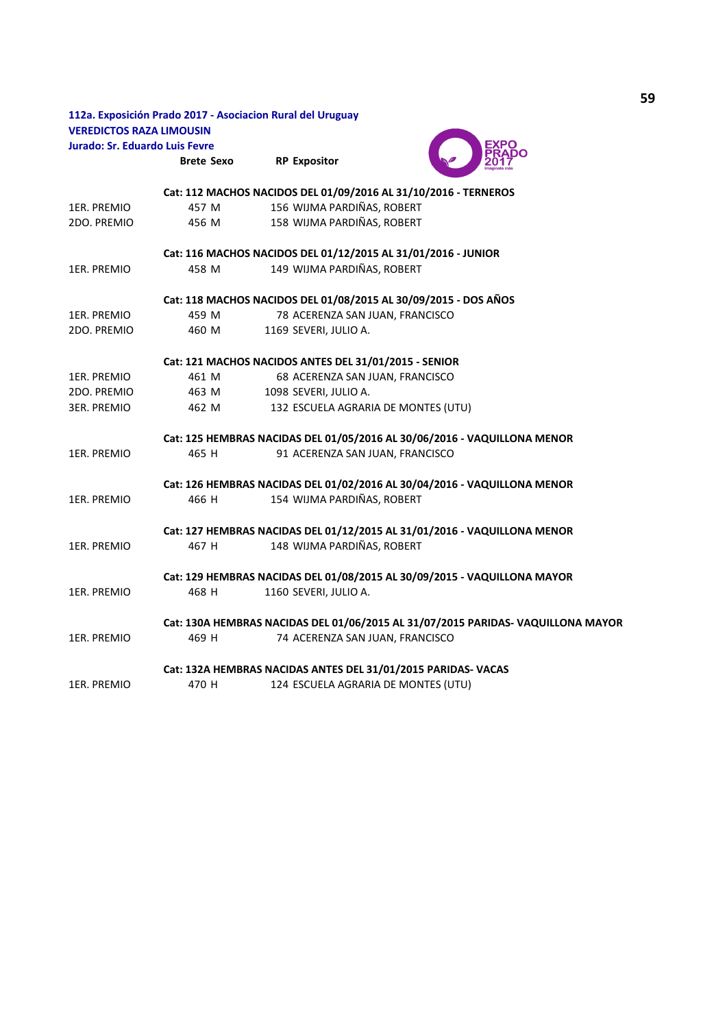**112a. Exposición Prado 2017 - Asociacion Rural del Uruguay**
**VEREDICTOS RAZA LIMOUSIN**
**Jurado: Sr. Eduardo Luis Fevre**

| | Brete | Sexo | RP | Expositor |
|---|---|---|---|---|
| | **Cat: 112 MACHOS NACIDOS DEL 01/09/2016 AL 31/10/2016 - TERNEROS** | | | |
| 1ER. PREMIO | 457 | M | 156 | WIJMA PARDIÑAS, ROBERT |
| 2DO. PREMIO | 456 | M | 158 | WIJMA PARDIÑAS, ROBERT |
| | **Cat: 116 MACHOS NACIDOS DEL 01/12/2015 AL 31/01/2016 - JUNIOR** | | | |
| 1ER. PREMIO | 458 | M | 149 | WIJMA PARDIÑAS, ROBERT |
| | **Cat: 118 MACHOS NACIDOS DEL 01/08/2015 AL 30/09/2015 - DOS AÑOS** | | | |
| 1ER. PREMIO | 459 | M | 78 | ACERENZA SAN JUAN, FRANCISCO |
| 2DO. PREMIO | 460 | M | 1169 | SEVERI, JULIO A. |
| | **Cat: 121 MACHOS NACIDOS ANTES DEL 31/01/2015 - SENIOR** | | | |
| 1ER. PREMIO | 461 | M | 68 | ACERENZA SAN JUAN, FRANCISCO |
| 2DO. PREMIO | 463 | M | 1098 | SEVERI, JULIO A. |
| 3ER. PREMIO | 462 | M | 132 | ESCUELA AGRARIA DE MONTES (UTU) |
| | **Cat: 125 HEMBRAS NACIDAS DEL 01/05/2016 AL 30/06/2016 - VAQUILLONA MENOR** | | | |
| 1ER. PREMIO | 465 | H | 91 | ACERENZA SAN JUAN, FRANCISCO |
| | **Cat: 126 HEMBRAS NACIDAS DEL 01/02/2016 AL 30/04/2016 - VAQUILLONA MENOR** | | | |
| 1ER. PREMIO | 466 | H | 154 | WIJMA PARDIÑAS, ROBERT |
| | **Cat: 127 HEMBRAS NACIDAS DEL 01/12/2015 AL 31/01/2016 - VAQUILLONA MENOR** | | | |
| 1ER. PREMIO | 467 | H | 148 | WIJMA PARDIÑAS, ROBERT |
| | **Cat: 129 HEMBRAS NACIDAS DEL 01/08/2015 AL 30/09/2015 - VAQUILLONA MAYOR** | | | |
| 1ER. PREMIO | 468 | H | 1160 | SEVERI, JULIO A. |
| | **Cat: 130A HEMBRAS NACIDAS DEL 01/06/2015 AL 31/07/2015 PARIDAS- VAQUILLONA MAYOR** | | | |
| 1ER. PREMIO | 469 | H | 74 | ACERENZA SAN JUAN, FRANCISCO |
| | **Cat: 132A HEMBRAS NACIDAS ANTES DEL 31/01/2015 PARIDAS- VACAS** | | | |
| 1ER. PREMIO | 470 | H | 124 | ESCUELA AGRARIA DE MONTES (UTU) |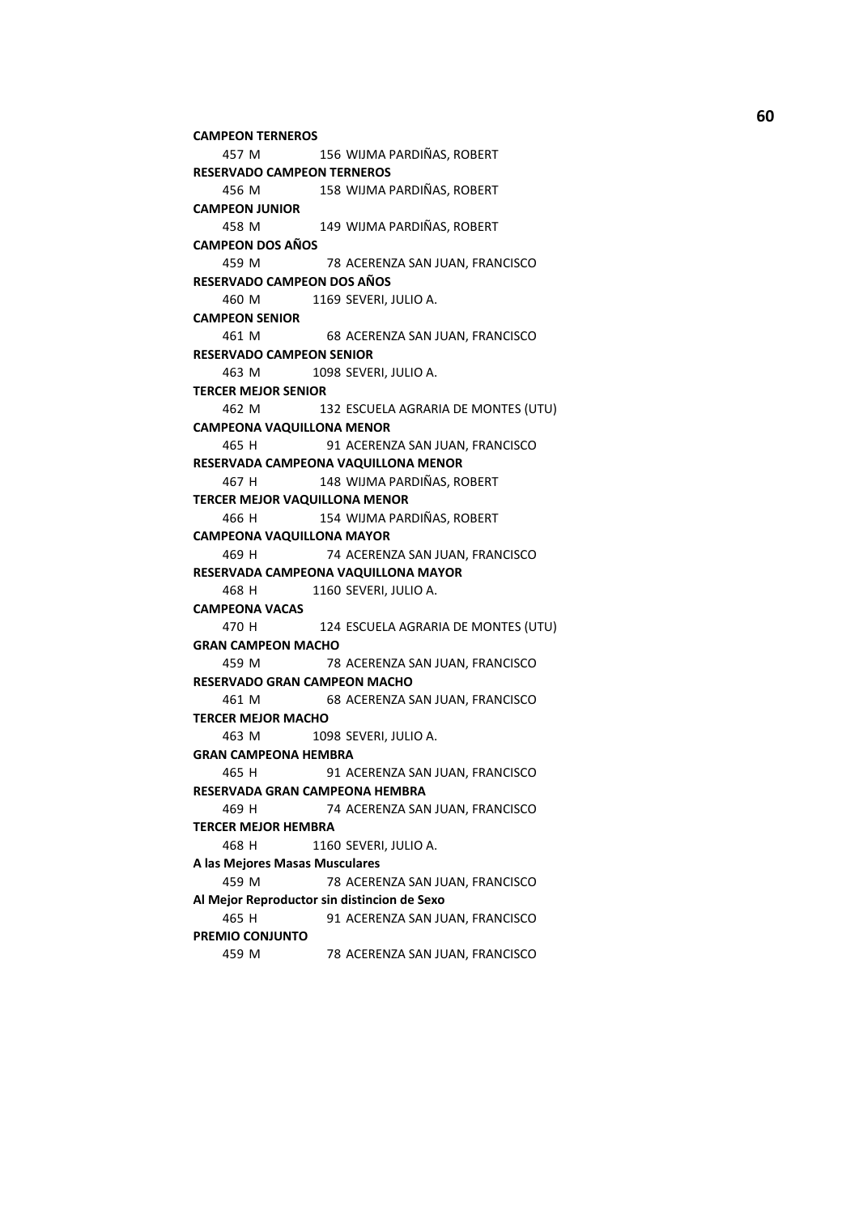**CAMPEON TERNEROS**

457 M 156 WIJMA PARDIÑAS, ROBERT

**RESERVADO CAMPEON TERNEROS**

456 M 158 WIJMA PARDIÑAS, ROBERT

**CAMPEON JUNIOR**

458 M 149 WIJMA PARDIÑAS, ROBERT

**CAMPEON DOS AÑOS**

459 M 78 ACERENZA SAN JUAN, FRANCISCO

**RESERVADO CAMPEON DOS AÑOS**

460 M 1169 SEVERI, JULIO A.

**CAMPEON SENIOR**

461 M 68 ACERENZA SAN JUAN, FRANCISCO

**RESERVADO CAMPEON SENIOR**

463 M 1098 SEVERI, JULIO A.

**TERCER MEJOR SENIOR**

462 M 132 ESCUELA AGRARIA DE MONTES (UTU)

**CAMPEONA VAQUILLONA MENOR**

465 H 91 ACERENZA SAN JUAN, FRANCISCO

**RESERVADA CAMPEONA VAQUILLONA MENOR**

467 H 148 WIJMA PARDIÑAS, ROBERT

**TERCER MEJOR VAQUILLONA MENOR**

466 H 154 WIJMA PARDIÑAS, ROBERT

**CAMPEONA VAQUILLONA MAYOR**

469 H 74 ACERENZA SAN JUAN, FRANCISCO

**RESERVADA CAMPEONA VAQUILLONA MAYOR**

468 H 1160 SEVERI, JULIO A.

**CAMPEONA VACAS**

470 H 124 ESCUELA AGRARIA DE MONTES (UTU)

**GRAN CAMPEON MACHO**

459 M 78 ACERENZA SAN JUAN, FRANCISCO

**RESERVADO GRAN CAMPEON MACHO**

461 M 68 ACERENZA SAN JUAN, FRANCISCO

**TERCER MEJOR MACHO**

463 M 1098 SEVERI, JULIO A.

**GRAN CAMPEONA HEMBRA**

465 H 91 ACERENZA SAN JUAN, FRANCISCO

**RESERVADA GRAN CAMPEONA HEMBRA**

469 H 74 ACERENZA SAN JUAN, FRANCISCO

**TERCER MEJOR HEMBRA**

468 H 1160 SEVERI, JULIO A.

**A las Mejores Masas Musculares**

459 M 78 ACERENZA SAN JUAN, FRANCISCO

**Al Mejor Reproductor sin distincion de Sexo**

465 H 91 ACERENZA SAN JUAN, FRANCISCO

**PREMIO CONJUNTO**

459 M 78 ACERENZA SAN JUAN, FRANCISCO